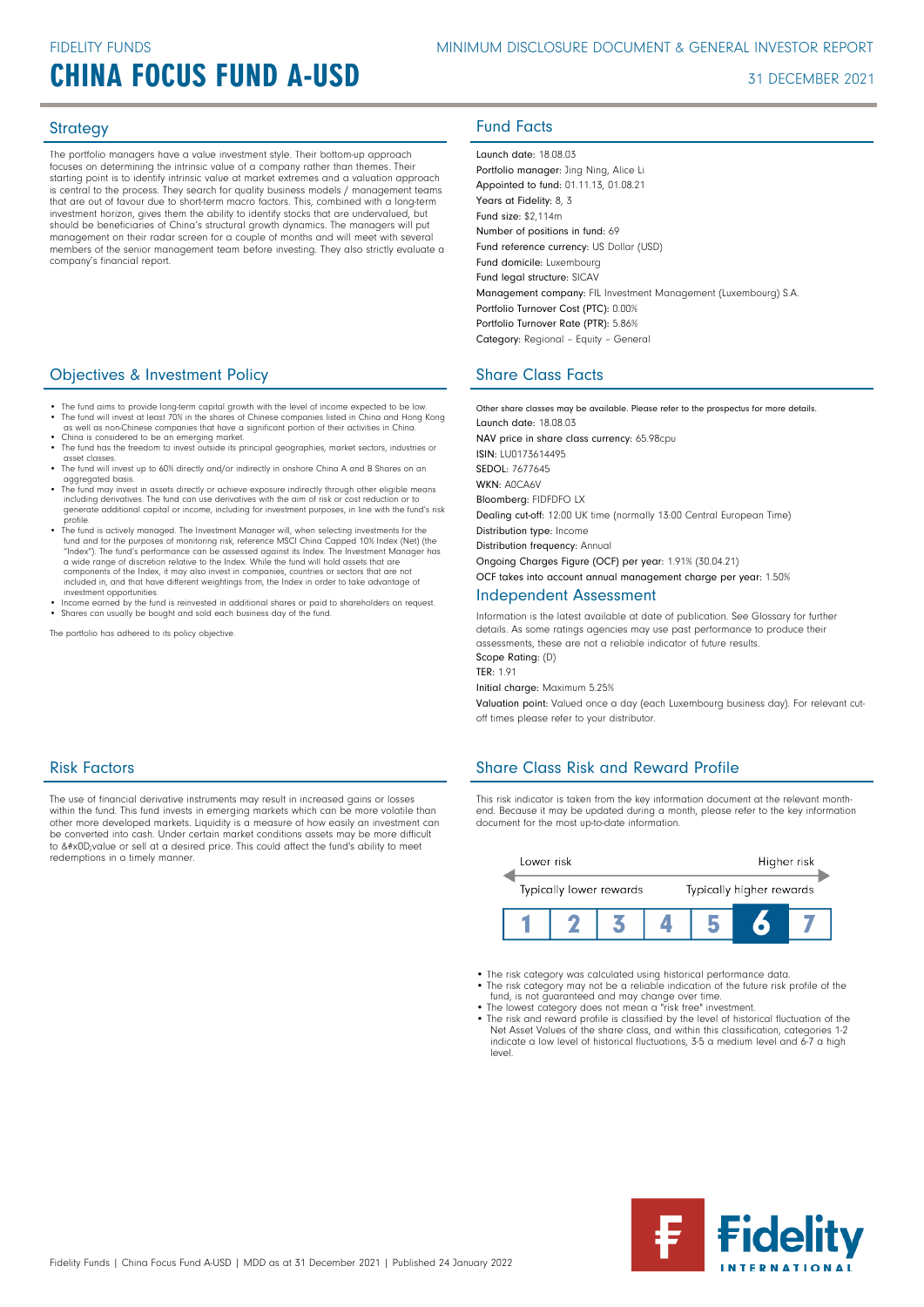FIDELITY FUNDS

# CHINA FOCUS FUND A-USD

MINIMUM DISCLOSURE DOCUMENT & GENERAL INVESTOR REPORT

31 DECEMBER 2021

## Strategy

The portfolio managers have a value investment style. Their bottom-up approach focuses on determining the intrinsic value of a company rather than themes. Their starting point is to identify intrinsic value at market extremes and a valuation approach is central to the process. They search for quality business models / management teams that are out of favour due to short-term macro factors. This, combined with a long-term investment horizon, gives them the ability to identify stocks that are undervalued, but should be beneficiaries of China's structural growth dynamics. The managers will put management on their radar screen for a couple of months and will meet with several members of the senior management team before investing. They also strictly evaluate a company's financial report.

## Objectives & Investment Policy

- The fund aims to provide long-term capital growth with the level of income expected to be low.
- The fund will invest at least 70% in the shares of Chinese companies listed in China and Hong Kong as well as non-Chinese companies that have a significant portion of their activities in China.
- China is considered to be an emerging market.
- The fund has the freedom to invest outside its principal geographies, market sectors, industries or asset classes.
- The fund will invest up to 60% directly and/or indirectly in onshore China A and B Shares on an aggregated basis.
- The fund may invest in assets directly or achieve exposure indirectly through other eligible means including derivatives. The fund can use derivatives with the aim of risk or cost reduction or to generate additional capital or income, including for investment purposes, in line with the fund's risk profile.
- The fund is actively managed. The Investment Manager will, when selecting investments for the fund and for the purposes of monitoring risk, reference MSCI China Capped 10% Index (Net) (the "Index"). The fund's performance can be assessed against its Index. The Investment Manager has a wide range of discretion relative to the Index. While the fund will hold assets that are components of the Index, it may also invest in companies, countries or sectors that are not included in, and that have different weightings from, the Index in order to take advantage of investment opportunities.
- Income earned by the fund is reinvested in additional shares or paid to shareholders on request.
- Shares can usually be bought and sold each business day of the fund.

The portfolio has adhered to its policy objective.

## Risk Factors

The use of financial derivative instruments may result in increased gains or losses within the fund. This fund invests in emerging markets which can be more volatile than other more developed markets. Liquidity is a measure of how easily an investment can be converted into cash. Under certain market conditions assets may be more difficult to &#x0D;value or sell at a desired price. This could affect the fund's ability to meet redemptions in a timely manner.

## Fund Facts

**Launch date:** 18.08.03
**Portfolio manager:** Jing Ning, Alice Li
**Appointed to fund:** 01.11.13, 01.08.21
**Years at Fidelity:** 8, 3
**Fund size:** $2,114m
**Number of positions in fund:** 69
**Fund reference currency:** US Dollar (USD)
**Fund domicile:** Luxembourg
**Fund legal structure:** SICAV
**Management company:** FIL Investment Management (Luxembourg) S.A.
**Portfolio Turnover Cost (PTC):** 0.00%
**Portfolio Turnover Rate (PTR):** 5.86%
**Category:** Regional - Equity - General

## Share Class Facts

Other share classes may be available. Please refer to the prospectus for more details.
**Launch date:** 18.08.03
**NAV price in share class currency:** 65.98cpu
**ISIN:** LU0173614495
**SEDOL:** 7677645
**WKN:** A0CA6V
**Bloomberg:** FIDFDFO LX
**Dealing cut-off:** 12:00 UK time (normally 13:00 Central European Time)
**Distribution type:** Income
**Distribution frequency:** Annual
**Ongoing Charges Figure (OCF) per year:** 1.91% (30.04.21)
**OCF takes into account annual management charge per year:** 1.50%

## Independent Assessment

Information is the latest available at date of publication. See Glossary for further details. As some ratings agencies may use past performance to produce their assessments, these are not a reliable indicator of future results.
**Scope Rating:** (D)
**TER:** 1.91
**Initial charge:** Maximum 5.25%
**Valuation point:** Valued once a day (each Luxembourg business day). For relevant cut-off times please refer to your distributor.

## Share Class Risk and Reward Profile

This risk indicator is taken from the key information document at the relevant month-end. Because it may be updated during a month, please refer to the key information document for the most up-to-date information.

Lower risk — Higher risk
Typically lower rewards — Typically higher rewards

| 1 | 2 | 3 | 4 | 5 | **6** | 7 |
|---|---|---|---|---|---|---|

- The risk category was calculated using historical performance data.
- The risk category may not be a reliable indication of the future risk profile of the fund, is not guaranteed and may change over time.
- The lowest category does not mean a "risk free" investment.
- The risk and reward profile is classified by the level of historical fluctuation of the Net Asset Values of the share class, and within this classification, categories 1-2 indicate a low level of historical fluctuations, 3-5 a medium level and 6-7 a high level.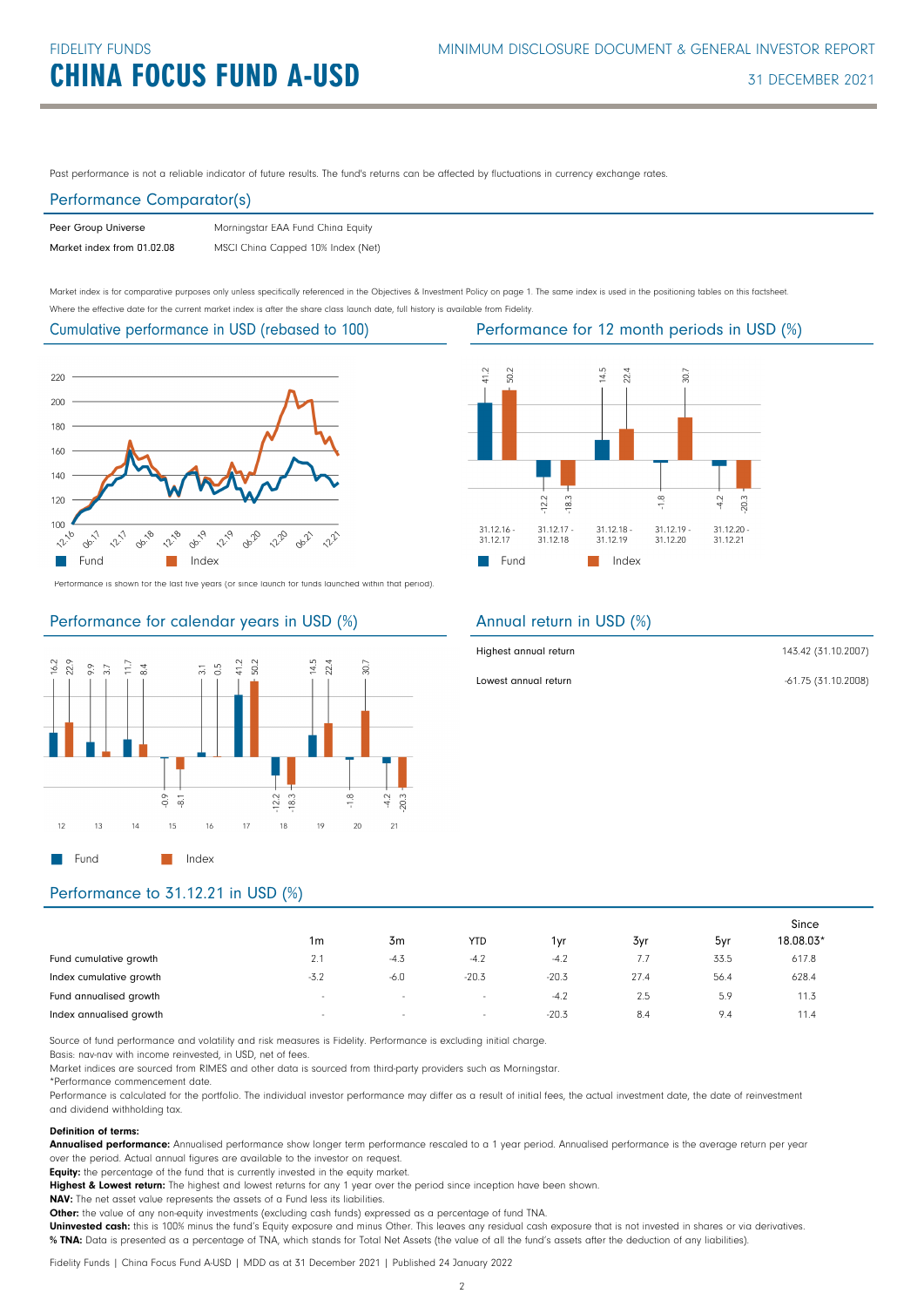Past performance is not a reliable indicator of future results. The fund's returns can be affected by fluctuations in currency exchange rates.

## Performance Comparator(s)

| | |
|---|---|
| Peer Group Universe | Morningstar EAA Fund China Equity |
| Market index from 01.02.08 | MSCI China Capped 10% Index (Net) |

Market index is for comparative purposes only unless specifically referenced in the Objectives & Investment Policy on page 1. The same index is used in the positioning tables on this factsheet.

Where the effective date for the current market index is after the share class launch date, full history is available from Fidelity.

## Cumulative performance in USD (rebased to 100)

Performance is shown for the last five years (or since launch for funds launched within that period).

## Performance for 12 month periods in USD (%)

| | 31.12.16 - 31.12.17 | 31.12.17 - 31.12.18 | 31.12.18 - 31.12.19 | 31.12.19 - 31.12.20 | 31.12.20 - 31.12.21 |
|---|---|---|---|---|---|
| Fund | 41.2 | -12.2 | 14.5 | -1.8 | -4.2 |
| Index | 50.2 | -18.3 | 22.4 | 30.7 | -20.3 |

## Performance for calendar years in USD (%)

| | 12 | 13 | 14 | 15 | 16 | 17 | 18 | 19 | 20 | 21 |
|---|---|---|---|---|---|---|---|---|---|---|
| Fund | 16.2 | 9.9 | 11.7 | -0.9 | 3.1 | 41.2 | -12.2 | 14.5 | -1.8 | -4.2 |
| Index | 22.9 | 3.7 | 8.4 | -8.1 | 0.5 | 50.2 | -18.3 | 22.4 | 30.7 | -20.3 |

## Annual return in USD (%)

| | |
|---|---|
| Highest annual return | 143.42 (31.10.2007) |
| Lowest annual return | -61.75 (31.10.2008) |

## Performance to 31.12.21 in USD (%)

| | 1m | 3m | YTD | 1yr | 3yr | 5yr | Since 18.08.03* |
|---|---|---|---|---|---|---|---|
| Fund cumulative growth | 2.1 | -4.3 | -4.2 | -4.2 | 7.7 | 33.5 | 617.8 |
| Index cumulative growth | -3.2 | -6.0 | -20.3 | -20.3 | 27.4 | 56.4 | 628.4 |
| Fund annualised growth | - | - | - | -4.2 | 2.5 | 5.9 | 11.3 |
| Index annualised growth | - | - | - | -20.3 | 8.4 | 9.4 | 11.4 |

Source of fund performance and volatility and risk measures is Fidelity. Performance is excluding initial charge.

Basis: nav-nav with income reinvested, in USD, net of fees.

Market indices are sourced from RIMES and other data is sourced from third-party providers such as Morningstar.

*Performance commencement date.

Performance is calculated for the portfolio. The individual investor performance may differ as a result of initial fees, the actual investment date, the date of reinvestment and dividend withholding tax.

**Definition of terms:**

**Annualised performance:** Annualised performance show longer term performance rescaled to a 1 year period. Annualised performance is the average return per year over the period. Actual annual figures are available to the investor on request.

**Equity:** the percentage of the fund that is currently invested in the equity market.

**Highest & Lowest return:** The highest and lowest returns for any 1 year over the period since inception have been shown.

**NAV:** The net asset value represents the assets of a Fund less its liabilities.

**Other:** the value of any non-equity investments (excluding cash funds) expressed as a percentage of fund TNA.

**Uninvested cash:** this is 100% minus the fund's Equity exposure and minus Other. This leaves any residual cash exposure that is not invested in shares or via derivatives.

**% TNA:** Data is presented as a percentage of TNA, which stands for Total Net Assets (the value of all the fund's assets after the deduction of any liabilities).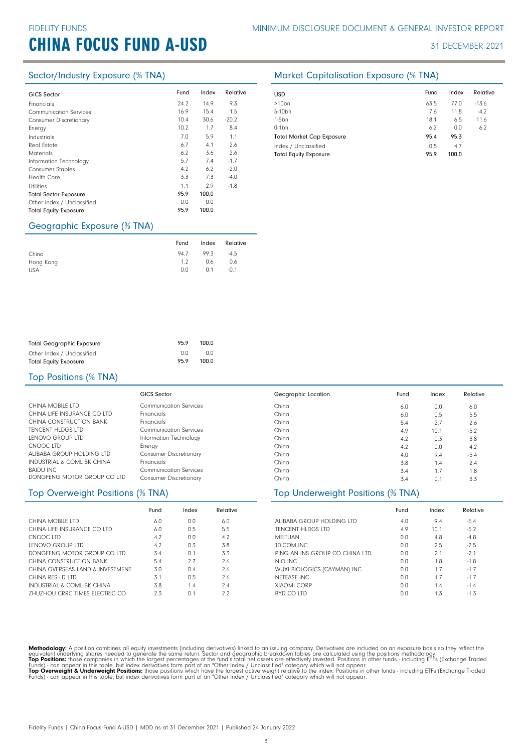FIDELITY FUNDS

# CHINA FOCUS FUND A-USD

MINIMUM DISCLOSURE DOCUMENT & GENERAL INVESTOR REPORT

31 DECEMBER 2021

## Sector/Industry Exposure (% TNA)

| GICS Sector | Fund | Index | Relative |
|---|---|---|---|
| Financials | 24.2 | 14.9 | 9.3 |
| Communication Services | 16.9 | 15.4 | 1.5 |
| Consumer Discretionary | 10.4 | 30.6 | -20.2 |
| Energy | 10.2 | 1.7 | 8.4 |
| Industrials | 7.0 | 5.9 | 1.1 |
| Real Estate | 6.7 | 4.1 | 2.6 |
| Materials | 6.2 | 3.6 | 2.6 |
| Information Technology | 5.7 | 7.4 | -1.7 |
| Consumer Staples | 4.2 | 6.2 | -2.0 |
| Health Care | 3.3 | 7.3 | -4.0 |
| Utilities | 1.1 | 2.9 | -1.8 |
| **Total Sector Exposure** | **95.9** | **100.0** | |
| Other Index / Unclassified | 0.0 | 0.0 | |
| **Total Equity Exposure** | **95.9** | **100.0** | |

## Market Capitalisation Exposure (% TNA)

| USD | Fund | Index | Relative |
|---|---|---|---|
| >10bn | 63.5 | 77.0 | -13.6 |
| 5-10bn | 7.6 | 11.8 | -4.2 |
| 1-5bn | 18.1 | 6.5 | 11.6 |
| 0-1bn | 6.2 | 0.0 | 6.2 |
| **Total Market Cap Exposure** | **95.4** | **95.3** | |
| Index / Unclassified | 0.5 | 4.7 | |
| **Total Equity Exposure** | **95.9** | **100.0** | |

## Geographic Exposure (% TNA)

| | Fund | Index | Relative |
|---|---|---|---|
| China | 94.7 | 99.3 | -4.5 |
| Hong Kong | 1.2 | 0.6 | 0.6 |
| USA | 0.0 | 0.1 | -0.1 |
| **Total Geographic Exposure** | **95.9** | **100.0** | |
| Other Index / Unclassified | 0.0 | 0.0 | |
| **Total Equity Exposure** | **95.9** | **100.0** | |

## Top Positions (% TNA)

| | GICS Sector | Geographic Location | Fund | Index | Relative |
|---|---|---|---|---|---|
| CHINA MOBILE LTD | Communication Services | China | 6.0 | 0.0 | 6.0 |
| CHINA LIFE INSURANCE CO LTD | Financials | China | 6.0 | 0.5 | 5.5 |
| CHINA CONSTRUCTION BANK | Financials | China | 5.4 | 2.7 | 2.6 |
| TENCENT HLDGS LTD | Communication Services | China | 4.9 | 10.1 | -5.2 |
| LENOVO GROUP LTD | Information Technology | China | 4.2 | 0.3 | 3.8 |
| CNOOC LTD | Energy | China | 4.2 | 0.0 | 4.2 |
| ALIBABA GROUP HOLDING LTD | Consumer Discretionary | China | 4.0 | 9.4 | -5.4 |
| INDUSTRIAL & COML BK CHINA | Financials | China | 3.8 | 1.4 | 2.4 |
| BAIDU INC | Communication Services | China | 3.4 | 1.7 | 1.8 |
| DONGFENG MOTOR GROUP CO LTD | Consumer Discretionary | China | 3.4 | 0.1 | 3.3 |

## Top Overweight Positions (% TNA)

| | Fund | Index | Relative |
|---|---|---|---|
| CHINA MOBILE LTD | 6.0 | 0.0 | 6.0 |
| CHINA LIFE INSURANCE CO LTD | 6.0 | 0.5 | 5.5 |
| CNOOC LTD | 4.2 | 0.0 | 4.2 |
| LENOVO GROUP LTD | 4.2 | 0.3 | 3.8 |
| DONGFENG MOTOR GROUP CO LTD | 3.4 | 0.1 | 3.3 |
| CHINA CONSTRUCTION BANK | 5.4 | 2.7 | 2.6 |
| CHINA OVERSEAS LAND & INVESTMENT | 3.0 | 0.4 | 2.6 |
| CHINA RES LD LTD | 3.1 | 0.5 | 2.6 |
| INDUSTRIAL & COML BK CHINA | 3.8 | 1.4 | 2.4 |
| ZHUZHOU CRRC TIMES ELECTRIC CO | 2.3 | 0.1 | 2.2 |

## Top Underweight Positions (% TNA)

| | Fund | Index | Relative |
|---|---|---|---|
| ALIBABA GROUP HOLDING LTD | 4.0 | 9.4 | -5.4 |
| TENCENT HLDGS LTD | 4.9 | 10.1 | -5.2 |
| MEITUAN | 0.0 | 4.8 | -4.8 |
| JD.COM INC | 0.0 | 2.5 | -2.5 |
| PING AN INS GROUP CO CHINA LTD | 0.0 | 2.1 | -2.1 |
| NIO INC | 0.0 | 1.8 | -1.8 |
| WUXI BIOLOGICS (CAYMAN) INC | 0.0 | 1.7 | -1.7 |
| NETEASE INC | 0.0 | 1.7 | -1.7 |
| XIAOMI CORP | 0.0 | 1.4 | -1.4 |
| BYD CO LTD | 0.0 | 1.3 | -1.3 |

**Methodology:** A position combines all equity investments (including derivatives) linked to an issuing company. Derivatives are included on an exposure basis so they reflect the equivalent underlying shares needed to generate the same return. Sector and geographic breakdown tables are calculated using the positions methodology.
**Top Positions:** those companies in which the largest percentages of the fund's total net assets are effectively invested. Positions in other funds - including ETFs (Exchange Traded Funds) - can appear in this table, but index derivatives form part of an "Other Index / Unclassified" category which will not appear.
**Top Overweight & Underweight Positions:** those positions which have the largest active weight relative to the index. Positions in other funds - including ETFs (Exchange Traded Funds) - can appear in this table, but index derivatives form part of an "Other Index / Unclassified" category which will not appear.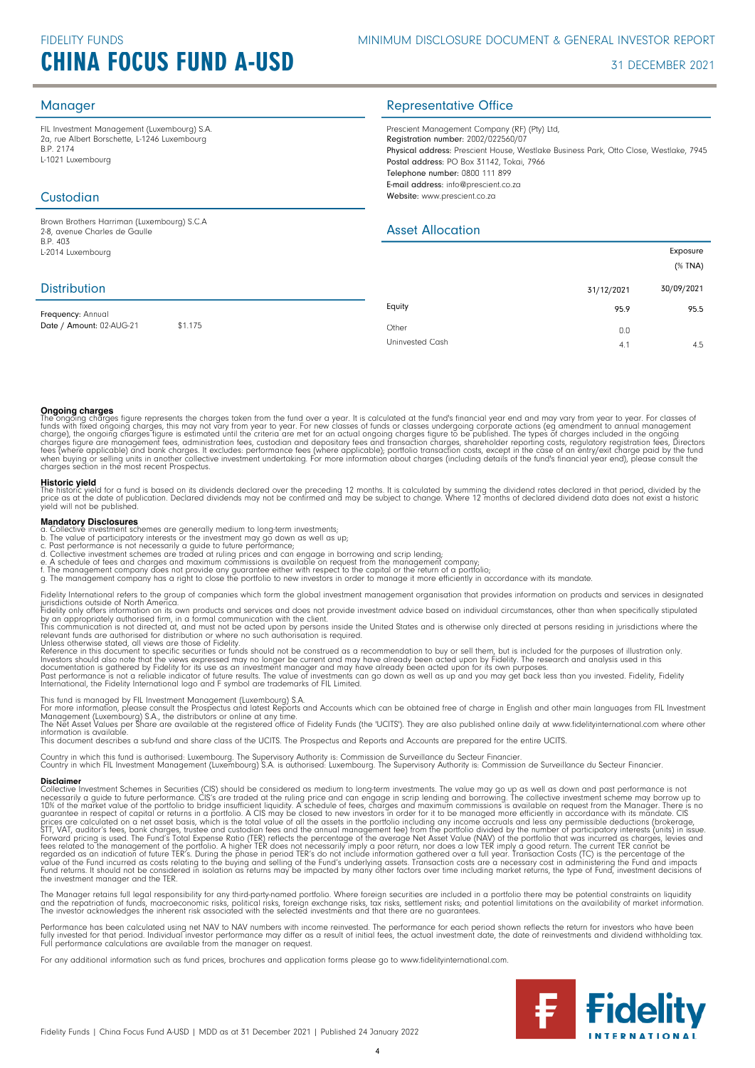FIDELITY FUNDS

# CHINA FOCUS FUND A-USD

MINIMUM DISCLOSURE DOCUMENT & GENERAL INVESTOR REPORT

31 DECEMBER 2021

## Manager

FIL Investment Management (Luxembourg) S.A.
2a, rue Albert Borschette, L-1246 Luxembourg
B.P. 2174
L-1021 Luxembourg

## Custodian

Brown Brothers Harriman (Luxembourg) S.C.A
2-8, avenue Charles de Gaulle
B.P. 403
L-2014 Luxembourg

## Distribution

Frequency: Annual
Date / Amount: 02-AUG-21 $1.175

## Representative Office

Prescient Management Company (RF) (Pty) Ltd,
Registration number: 2002/022560/07
Physical address: Prescient House, Westlake Business Park, Otto Close, Westlake, 7945
Postal address: PO Box 31142, Tokai, 7966
Telephone number: 0800 111 899
E-mail address: info@prescient.co.za
Website: www.prescient.co.za

## Asset Allocation

| | Exposure (% TNA) 31/12/2021 | 30/09/2021 |
|---|---|---|
| Equity | 95.9 | 95.5 |
| Other | 0.0 | |
| Uninvested Cash | 4.1 | 4.5 |

**Ongoing charges**
The ongoing charges figure represents the charges taken from the fund over a year. It is calculated at the fund's financial year end and may vary from year to year. For classes of funds with fixed ongoing charges, this may not vary from year to year. For new classes of funds or classes undergoing corporate actions (eg amendment to annual management charge), the ongoing charges figure is estimated until the criteria are met for an actual ongoing charges figure to be published. The types of charges included in the ongoing charges figure are management fees, administration fees, custodian and depositary fees and transaction charges, shareholder reporting costs, regulatory registration fees, Directors fees (where applicable) and bank charges. It excludes: performance fees (where applicable); portfolio transaction costs, except in the case of an entry/exit charge paid by the fund when buying or selling units in another collective investment undertaking. For more information about charges (including details of the fund's financial year end), please consult the charges section in the most recent Prospectus.

**Historic yield**
The historic yield for a fund is based on its dividends declared over the preceding 12 months. It is calculated by summing the dividend rates declared in that period, divided by the price as at the date of publication. Declared dividends may not be confirmed and may be subject to change. Where 12 months of declared dividend data does not exist a historic yield will not be published.

**Mandatory Disclosures**
a. Collective investment schemes are generally medium to long-term investments;
b. The value of participatory interests or the investment may go down as well as up;
c. Past performance is not necessarily a guide to future performance;
d. Collective investment schemes are traded at ruling prices and can engage in borrowing and scrip lending;
e. A schedule of fees and charges and maximum commissions is available on request from the management company;
f. The management company does not provide any guarantee either with respect to the capital or the return of a portfolio;
g. The management company has a right to close the portfolio to new investors in order to manage it more efficiently in accordance with its mandate.

Fidelity International refers to the group of companies which form the global investment management organisation that provides information on products and services in designated jurisdictions outside of North America.
Fidelity only offers information on its own products and services and does not provide investment advice based on individual circumstances, other than when specifically stipulated by an appropriately authorised firm, in a formal communication with the client.
This communication is not directed at, and must not be acted upon by persons inside the United States and is otherwise only directed at persons residing in jurisdictions where the relevant funds are authorised for distribution or where no such authorisation is required.
Unless otherwise stated, all views are those of Fidelity.
Reference in this document to specific securities or funds should not be construed as a recommendation to buy or sell them, but is included for the purposes of illustration only.
Investors should also note that the views expressed may no longer be current and may have already been acted upon by Fidelity. The research and analysis used in this documentation is gathered by Fidelity for its use as an investment manager and may have already been acted upon for its own purposes.
Past performance is not a reliable indicator of future results. The value of investments can go down as well as up and you may get back less than you invested. Fidelity, Fidelity International, the Fidelity International logo and F symbol are trademarks of FIL Limited.

This fund is managed by FIL Investment Management (Luxembourg) S.A.
For more information, please consult the Prospectus and latest Reports and Accounts which can be obtained free of charge in English and other main languages from FIL Investment Management (Luxembourg) S.A., the distributors or online at any time.
The Net Asset Values per Share are available at the registered office of Fidelity Funds (the 'UCITS'). They are also published online daily at www.fidelityinternational.com where other information is available.
This document describes a sub-fund and share class of the UCITS. The Prospectus and Reports and Accounts are prepared for the entire UCITS.

Country in which this fund is authorised: Luxembourg. The Supervisory Authority is: Commission de Surveillance du Secteur Financier.
Country in which FIL Investment Management (Luxembourg) S.A. is authorised: Luxembourg. The Supervisory Authority is: Commission de Surveillance du Secteur Financier.

**Disclaimer**
Collective Investment Schemes in Securities (CIS) should be considered as medium to long-term investments. The value may go up as well as down and past performance is not necessarily a guide to future performance. CIS's are traded at the ruling price and can engage in scrip lending and borrowing. The collective investment scheme may borrow up to 10% of the market value of the portfolio to bridge insufficient liquidity. A schedule of fees, charges and maximum commissions is available on request from the Manager. There is no guarantee in respect of capital or returns in a portfolio. A CIS may be closed to new investors in order for it to be managed more efficiently in accordance with its mandate. CIS prices are calculated on a net asset basis, which is the total value of all the assets in the portfolio including any income accruals and less any permissible deductions (brokerage, STT, VAT, auditor's fees, bank charges, trustee and custodian fees and the annual management fee) from the portfolio divided by the number of participatory interests (units) in issue. Forward pricing is used. The Fund's Total Expense Ratio (TER) reflects the percentage of the average Net Asset Value (NAV) of the portfolio that was incurred as charges, levies and fees related to the management of the portfolio. A higher TER does not necessarily imply a poor return, nor does a low TER imply a good return. The current TER cannot be regarded as an indication of future TER's. During the phase in period TER's do not include information gathered over a full year. Transaction Costs (TC) is the percentage of the value of the Fund incurred as costs relating to the buying and selling of the Fund's underlying assets. Transaction costs are a necessary cost in administering the Fund and impacts Fund returns. It should not be considered in isolation as returns may be impacted by many other factors over time including market returns, the type of Fund, investment decisions of the investment manager and the TER.

The Manager retains full legal responsibility for any third-party-named portfolio. Where foreign securities are included in a portfolio there may be potential constraints on liquidity and the repatriation of funds, macroeconomic risks, political risks, foreign exchange risks, tax risks, settlement risks; and potential limitations on the availability of market information. The investor acknowledges the inherent risk associated with the selected investments and that there are no guarantees.

Performance has been calculated using net NAV to NAV numbers with income reinvested. The performance for each period shown reflects the return for investors who have been fully invested for that period. Individual investor performance may differ as a result of initial fees, the actual investment date, the date of reinvestments and dividend withholding tax. Full performance calculations are available from the manager on request.

For any additional information such as fund prices, brochures and application forms please go to www.fidelityinternational.com.